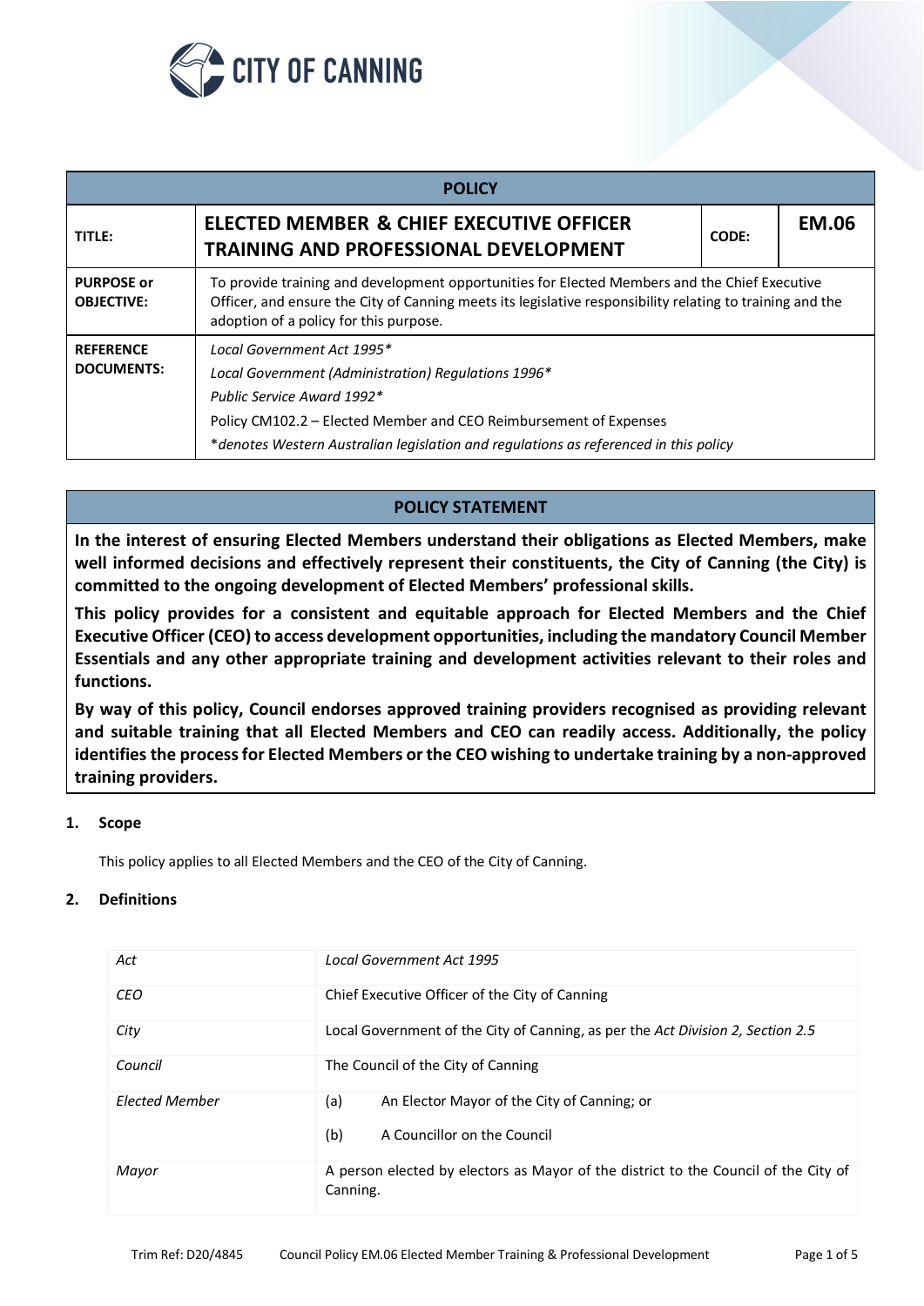CITY OF CANNING

| POLICY | | | |
|---|---|---|---|
| TITLE: | **ELECTED MEMBER & CHIEF EXECUTIVE OFFICER TRAINING AND PROFESSIONAL DEVELOPMENT** | CODE: | **EM.06** |
| **PURPOSE or OBJECTIVE:** | To provide training and development opportunities for Elected Members and the Chief Executive Officer, and ensure the City of Canning meets its legislative responsibility relating to training and the adoption of a policy for this purpose. | | |
| **REFERENCE DOCUMENTS:** | *Local Government Act 1995**<br>*Local Government (Administration) Regulations 1996**<br>*Public Service Award 1992**<br>Policy CM102.2 – Elected Member and CEO Reimbursement of Expenses<br>**denotes Western Australian legislation and regulations as referenced in this policy* | | |

## POLICY STATEMENT

**In the interest of ensuring Elected Members understand their obligations as Elected Members, make well informed decisions and effectively represent their constituents, the City of Canning (the City) is committed to the ongoing development of Elected Members' professional skills.**

**This policy provides for a consistent and equitable approach for Elected Members and the Chief Executive Officer (CEO) to access development opportunities, including the mandatory Council Member Essentials and any other appropriate training and development activities relevant to their roles and functions.**

**By way of this policy, Council endorses approved training providers recognised as providing relevant and suitable training that all Elected Members and CEO can readily access. Additionally, the policy identifies the process for Elected Members or the CEO wishing to undertake training by a non-approved training providers.**

### 1. Scope

This policy applies to all Elected Members and the CEO of the City of Canning.

### 2. Definitions

| | |
|---|---|
| *Act* | *Local Government Act 1995* |
| *CEO* | Chief Executive Officer of the City of Canning |
| *City* | Local Government of the City of Canning, as per the *Act Division 2, Section 2.5* |
| *Council* | The Council of the City of Canning |
| *Elected Member* | (a) An Elector Mayor of the City of Canning; or<br>(b) A Councillor on the Council |
| *Mayor* | A person elected by electors as Mayor of the district to the Council of the City of Canning. |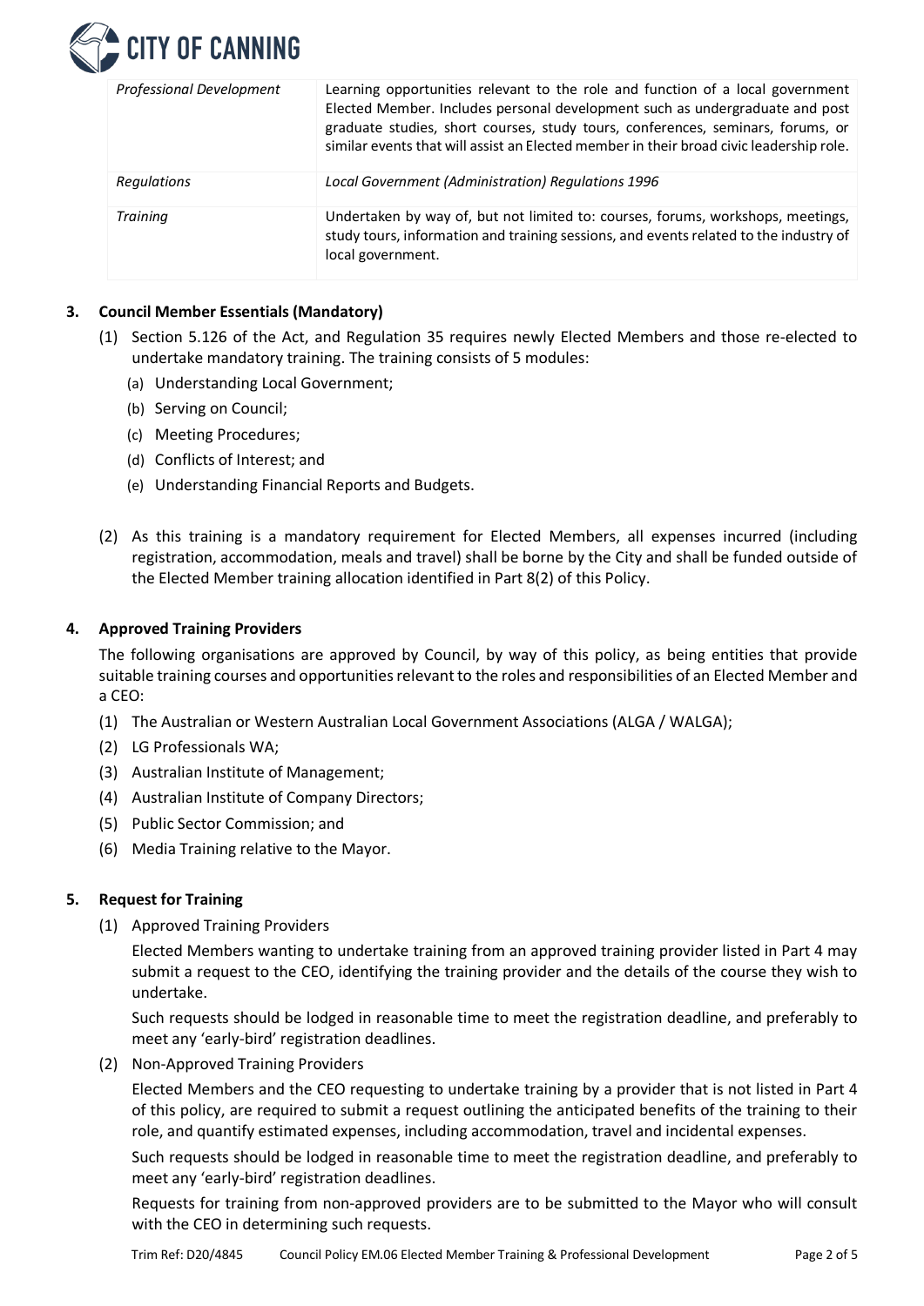| | |
|---|---|
| *Professional Development* | Learning opportunities relevant to the role and function of a local government Elected Member. Includes personal development such as undergraduate and post graduate studies, short courses, study tours, conferences, seminars, forums, or similar events that will assist an Elected member in their broad civic leadership role. |
| *Regulations* | *Local Government (Administration) Regulations 1996* |
| *Training* | Undertaken by way of, but not limited to: courses, forums, workshops, meetings, study tours, information and training sessions, and events related to the industry of local government. |

## 3. Council Member Essentials (Mandatory)

(1) Section 5.126 of the Act, and Regulation 35 requires newly Elected Members and those re-elected to undertake mandatory training. The training consists of 5 modules:

- (a) Understanding Local Government;
- (b) Serving on Council;
- (c) Meeting Procedures;
- (d) Conflicts of Interest; and
- (e) Understanding Financial Reports and Budgets.

(2) As this training is a mandatory requirement for Elected Members, all expenses incurred (including registration, accommodation, meals and travel) shall be borne by the City and shall be funded outside of the Elected Member training allocation identified in Part 8(2) of this Policy.

## 4. Approved Training Providers

The following organisations are approved by Council, by way of this policy, as being entities that provide suitable training courses and opportunities relevant to the roles and responsibilities of an Elected Member and a CEO:

(1) The Australian or Western Australian Local Government Associations (ALGA / WALGA);

(2) LG Professionals WA;

(3) Australian Institute of Management;

(4) Australian Institute of Company Directors;

(5) Public Sector Commission; and

(6) Media Training relative to the Mayor.

## 5. Request for Training

(1) Approved Training Providers

Elected Members wanting to undertake training from an approved training provider listed in Part 4 may submit a request to the CEO, identifying the training provider and the details of the course they wish to undertake.

Such requests should be lodged in reasonable time to meet the registration deadline, and preferably to meet any 'early-bird' registration deadlines.

(2) Non-Approved Training Providers

Elected Members and the CEO requesting to undertake training by a provider that is not listed in Part 4 of this policy, are required to submit a request outlining the anticipated benefits of the training to their role, and quantify estimated expenses, including accommodation, travel and incidental expenses.

Such requests should be lodged in reasonable time to meet the registration deadline, and preferably to meet any 'early-bird' registration deadlines.

Requests for training from non-approved providers are to be submitted to the Mayor who will consult with the CEO in determining such requests.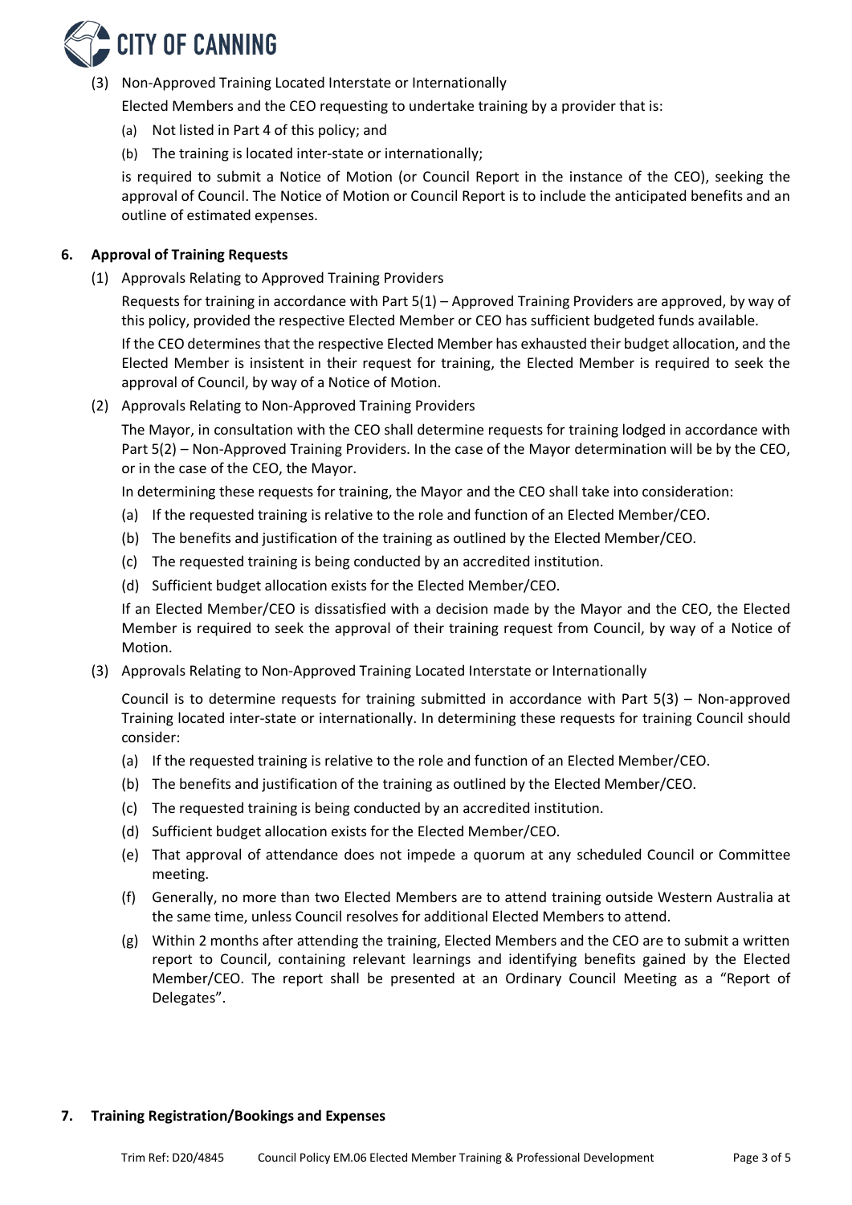(3) Non-Approved Training Located Interstate or Internationally

Elected Members and the CEO requesting to undertake training by a provider that is:

(a) Not listed in Part 4 of this policy; and

(b) The training is located inter-state or internationally;

is required to submit a Notice of Motion (or Council Report in the instance of the CEO), seeking the approval of Council. The Notice of Motion or Council Report is to include the anticipated benefits and an outline of estimated expenses.

## 6. Approval of Training Requests

(1) Approvals Relating to Approved Training Providers

Requests for training in accordance with Part 5(1) – Approved Training Providers are approved, by way of this policy, provided the respective Elected Member or CEO has sufficient budgeted funds available.

If the CEO determines that the respective Elected Member has exhausted their budget allocation, and the Elected Member is insistent in their request for training, the Elected Member is required to seek the approval of Council, by way of a Notice of Motion.

(2) Approvals Relating to Non-Approved Training Providers

The Mayor, in consultation with the CEO shall determine requests for training lodged in accordance with Part 5(2) – Non-Approved Training Providers. In the case of the Mayor determination will be by the CEO, or in the case of the CEO, the Mayor.

In determining these requests for training, the Mayor and the CEO shall take into consideration:

(a) If the requested training is relative to the role and function of an Elected Member/CEO.

(b) The benefits and justification of the training as outlined by the Elected Member/CEO.

(c) The requested training is being conducted by an accredited institution.

(d) Sufficient budget allocation exists for the Elected Member/CEO.

If an Elected Member/CEO is dissatisfied with a decision made by the Mayor and the CEO, the Elected Member is required to seek the approval of their training request from Council, by way of a Notice of Motion.

(3) Approvals Relating to Non-Approved Training Located Interstate or Internationally

Council is to determine requests for training submitted in accordance with Part 5(3) – Non-approved Training located inter-state or internationally. In determining these requests for training Council should consider:

(a) If the requested training is relative to the role and function of an Elected Member/CEO.

(b) The benefits and justification of the training as outlined by the Elected Member/CEO.

(c) The requested training is being conducted by an accredited institution.

(d) Sufficient budget allocation exists for the Elected Member/CEO.

(e) That approval of attendance does not impede a quorum at any scheduled Council or Committee meeting.

(f) Generally, no more than two Elected Members are to attend training outside Western Australia at the same time, unless Council resolves for additional Elected Members to attend.

(g) Within 2 months after attending the training, Elected Members and the CEO are to submit a written report to Council, containing relevant learnings and identifying benefits gained by the Elected Member/CEO. The report shall be presented at an Ordinary Council Meeting as a "Report of Delegates".

## 7. Training Registration/Bookings and Expenses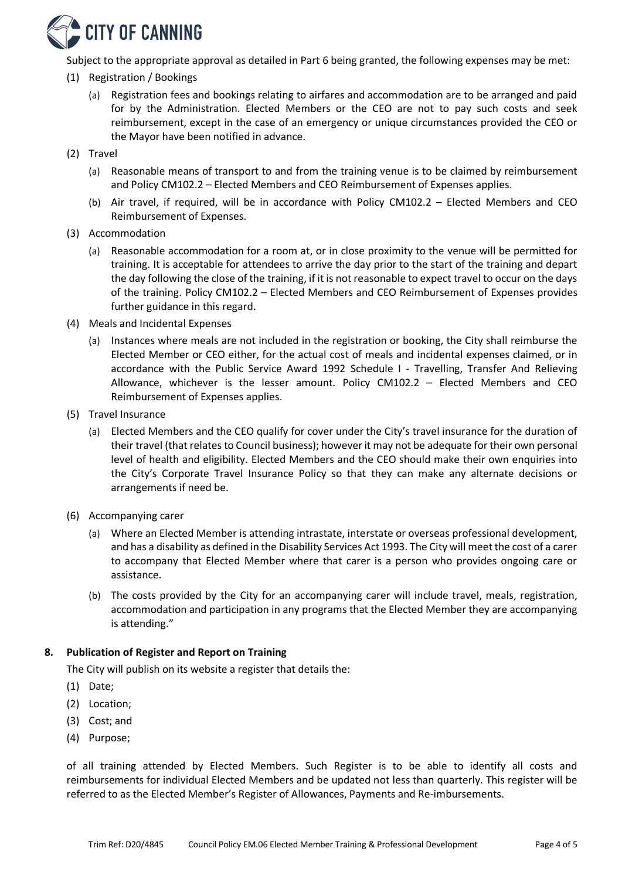Subject to the appropriate approval as detailed in Part 6 being granted, the following expenses may be met:

(1) Registration / Bookings

   (a) Registration fees and bookings relating to airfares and accommodation are to be arranged and paid for by the Administration. Elected Members or the CEO are not to pay such costs and seek reimbursement, except in the case of an emergency or unique circumstances provided the CEO or the Mayor have been notified in advance.

(2) Travel

   (a) Reasonable means of transport to and from the training venue is to be claimed by reimbursement and Policy CM102.2 – Elected Members and CEO Reimbursement of Expenses applies.

   (b) Air travel, if required, will be in accordance with Policy CM102.2 – Elected Members and CEO Reimbursement of Expenses.

(3) Accommodation

   (a) Reasonable accommodation for a room at, or in close proximity to the venue will be permitted for training. It is acceptable for attendees to arrive the day prior to the start of the training and depart the day following the close of the training, if it is not reasonable to expect travel to occur on the days of the training. Policy CM102.2 – Elected Members and CEO Reimbursement of Expenses provides further guidance in this regard.

(4) Meals and Incidental Expenses

   (a) Instances where meals are not included in the registration or booking, the City shall reimburse the Elected Member or CEO either, for the actual cost of meals and incidental expenses claimed, or in accordance with the Public Service Award 1992 Schedule I - Travelling, Transfer And Relieving Allowance, whichever is the lesser amount. Policy CM102.2 – Elected Members and CEO Reimbursement of Expenses applies.

(5) Travel Insurance

   (a) Elected Members and the CEO qualify for cover under the City's travel insurance for the duration of their travel (that relates to Council business); however it may not be adequate for their own personal level of health and eligibility. Elected Members and the CEO should make their own enquiries into the City's Corporate Travel Insurance Policy so that they can make any alternate decisions or arrangements if need be.

(6) Accompanying carer

   (a) Where an Elected Member is attending intrastate, interstate or overseas professional development, and has a disability as defined in the Disability Services Act 1993. The City will meet the cost of a carer to accompany that Elected Member where that carer is a person who provides ongoing care or assistance.

   (b) The costs provided by the City for an accompanying carer will include travel, meals, registration, accommodation and participation in any programs that the Elected Member they are accompanying is attending."

## 8. Publication of Register and Report on Training

The City will publish on its website a register that details the:

(1) Date;

(2) Location;

(3) Cost; and

(4) Purpose;

of all training attended by Elected Members. Such Register is to be able to identify all costs and reimbursements for individual Elected Members and be updated not less than quarterly. This register will be referred to as the Elected Member's Register of Allowances, Payments and Re-imbursements.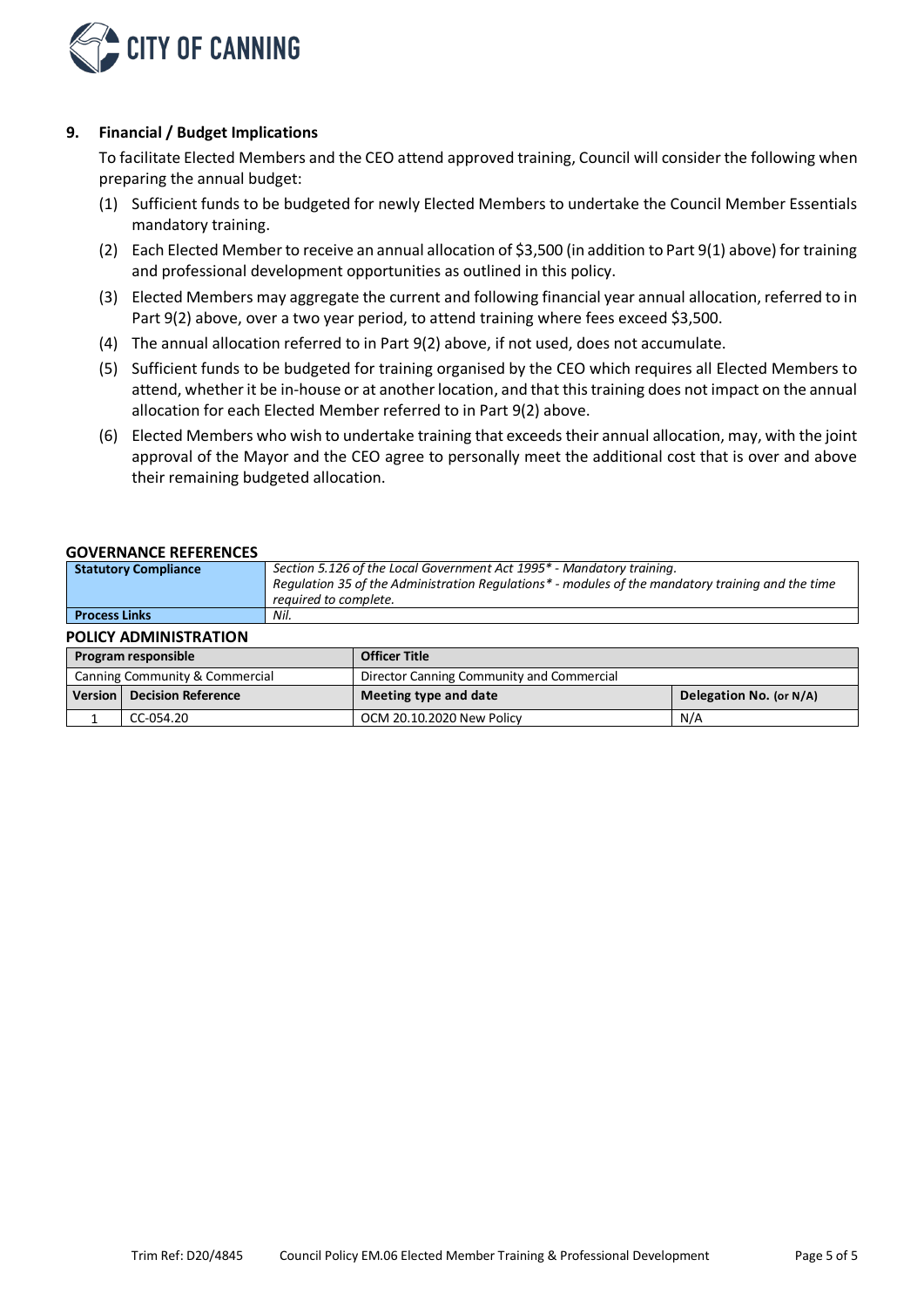## 9. Financial / Budget Implications

To facilitate Elected Members and the CEO attend approved training, Council will consider the following when preparing the annual budget:

(1) Sufficient funds to be budgeted for newly Elected Members to undertake the Council Member Essentials mandatory training.

(2) Each Elected Member to receive an annual allocation of $3,500 (in addition to Part 9(1) above) for training and professional development opportunities as outlined in this policy.

(3) Elected Members may aggregate the current and following financial year annual allocation, referred to in Part 9(2) above, over a two year period, to attend training where fees exceed $3,500.

(4) The annual allocation referred to in Part 9(2) above, if not used, does not accumulate.

(5) Sufficient funds to be budgeted for training organised by the CEO which requires all Elected Members to attend, whether it be in-house or at another location, and that this training does not impact on the annual allocation for each Elected Member referred to in Part 9(2) above.

(6) Elected Members who wish to undertake training that exceeds their annual allocation, may, with the joint approval of the Mayor and the CEO agree to personally meet the additional cost that is over and above their remaining budgeted allocation.

### GOVERNANCE REFERENCES

| | |
|---|---|
| **Statutory Compliance** | *Section 5.126 of the Local Government Act 1995* - Mandatory training.*<br>*Regulation 35 of the Administration Regulations* - modules of the mandatory training and the time required to complete.* |
| **Process Links** | *Nil.* |

### POLICY ADMINISTRATION

| Program responsible | | Officer Title | |
|---|---|---|---|
| Canning Community & Commercial | | Director Canning Community and Commercial | |
| **Version** | **Decision Reference** | **Meeting type and date** | **Delegation No. (or N/A)** |
| 1 | CC-054.20 | OCM 20.10.2020 New Policy | N/A |